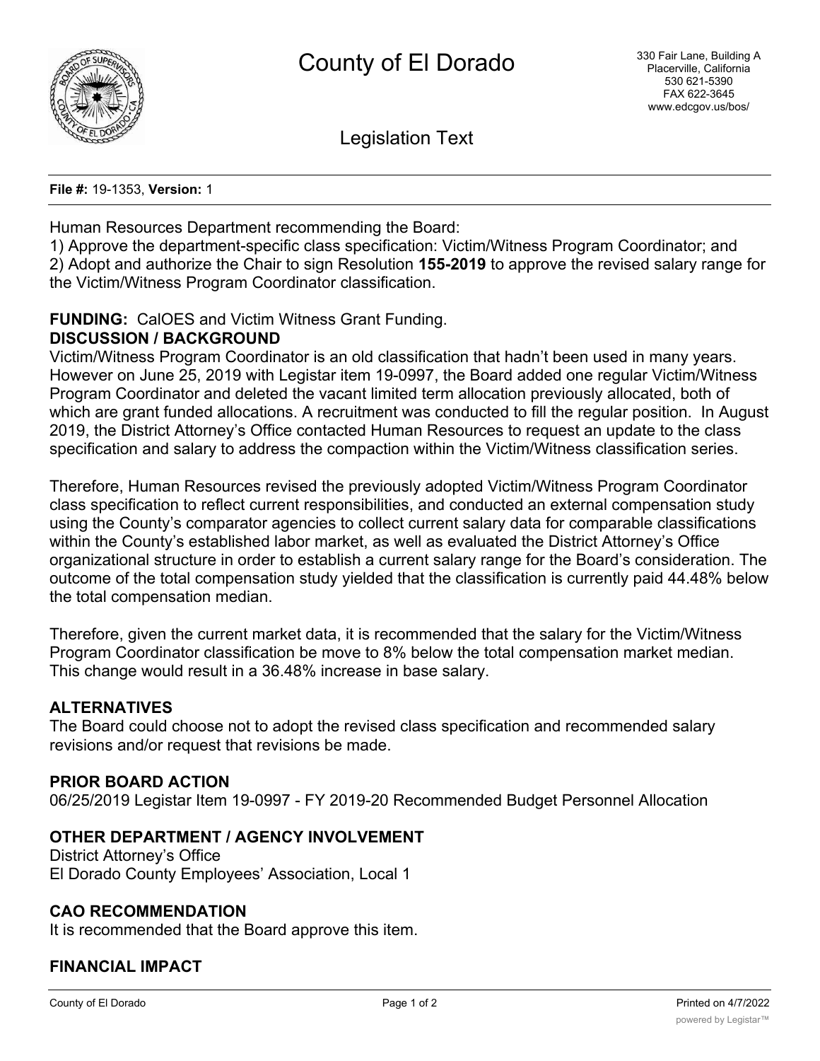# County of El Dorado

330 Fair Lane, Building A
Placerville, California
530 621-5390
FAX 622-3645
www.edcgov.us/bos/

## Legislation Text

**File #:** 19-1353, **Version:** 1

Human Resources Department recommending the Board:
1) Approve the department-specific class specification: Victim/Witness Program Coordinator; and
2) Adopt and authorize the Chair to sign Resolution **155-2019** to approve the revised salary range for the Victim/Witness Program Coordinator classification.

**FUNDING:** CalOES and Victim Witness Grant Funding.

**DISCUSSION / BACKGROUND**

Victim/Witness Program Coordinator is an old classification that hadn't been used in many years. However on June 25, 2019 with Legistar item 19-0997, the Board added one regular Victim/Witness Program Coordinator and deleted the vacant limited term allocation previously allocated, both of which are grant funded allocations. A recruitment was conducted to fill the regular position. In August 2019, the District Attorney's Office contacted Human Resources to request an update to the class specification and salary to address the compaction within the Victim/Witness classification series.

Therefore, Human Resources revised the previously adopted Victim/Witness Program Coordinator class specification to reflect current responsibilities, and conducted an external compensation study using the County's comparator agencies to collect current salary data for comparable classifications within the County's established labor market, as well as evaluated the District Attorney's Office organizational structure in order to establish a current salary range for the Board's consideration. The outcome of the total compensation study yielded that the classification is currently paid 44.48% below the total compensation median.

Therefore, given the current market data, it is recommended that the salary for the Victim/Witness Program Coordinator classification be move to 8% below the total compensation market median. This change would result in a 36.48% increase in base salary.

**ALTERNATIVES**

The Board could choose not to adopt the revised class specification and recommended salary revisions and/or request that revisions be made.

**PRIOR BOARD ACTION**

06/25/2019 Legistar Item 19-0997 - FY 2019-20 Recommended Budget Personnel Allocation

**OTHER DEPARTMENT / AGENCY INVOLVEMENT**

District Attorney's Office
El Dorado County Employees' Association, Local 1

**CAO RECOMMENDATION**

It is recommended that the Board approve this item.

**FINANCIAL IMPACT**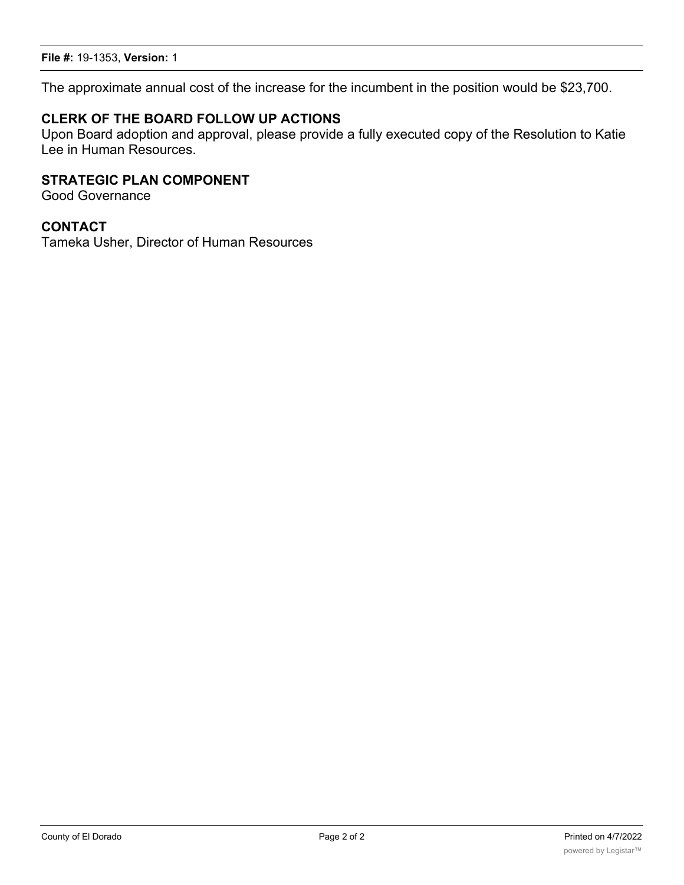The approximate annual cost of the increase for the incumbent in the position would be $23,700.

**CLERK OF THE BOARD FOLLOW UP ACTIONS**

Upon Board adoption and approval, please provide a fully executed copy of the Resolution to Katie Lee in Human Resources.

**STRATEGIC PLAN COMPONENT**

Good Governance

**CONTACT**

Tameka Usher, Director of Human Resources